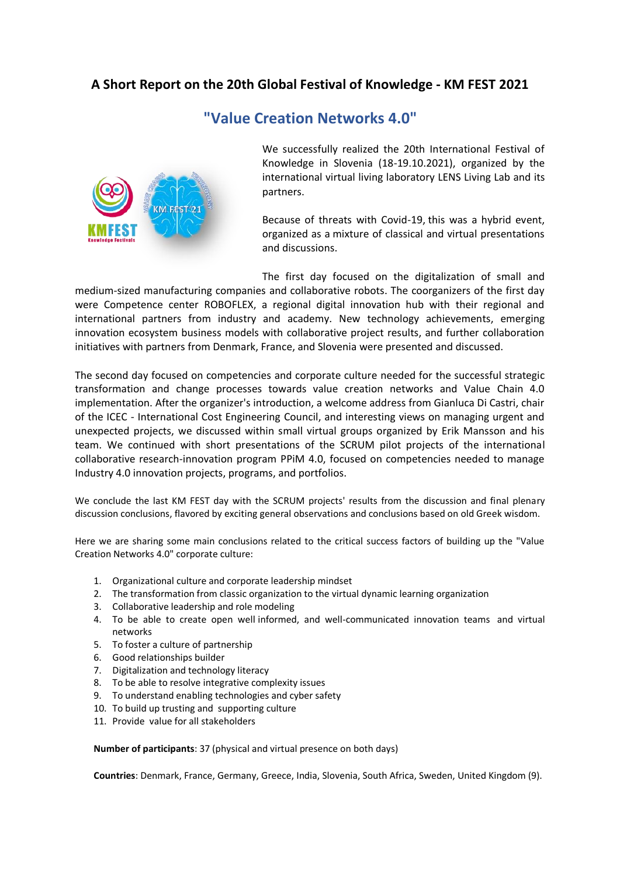## A Short Report on the 20th Global Festival of Knowledge - KM FEST 2021

## "Value Creation Networks 4.0"

We successfully realized the 20th International Festival of Knowledge in Slovenia (18-19.10.2021), organized by the international virtual living laboratory LENS Living Lab and its partners.

Because of threats with Covid-19, this was a hybrid event, organized as a mixture of classical and virtual presentations and discussions.

The first day focused on the digitalization of small and medium-sized manufacturing companies and collaborative robots. The coorganizers of the first day were Competence center ROBOFLEX, a regional digital innovation hub with their regional and international partners from industry and academy. New technology achievements, emerging innovation ecosystem business models with collaborative project results, and further collaboration initiatives with partners from Denmark, France, and Slovenia were presented and discussed.

The second day focused on competencies and corporate culture needed for the successful strategic transformation and change processes towards value creation networks and Value Chain 4.0 implementation. After the organizer's introduction, a welcome address from Gianluca Di Castri, chair of the ICEC - International Cost Engineering Council, and interesting views on managing urgent and unexpected projects, we discussed within small virtual groups organized by Erik Mansson and his team. We continued with short presentations of the SCRUM pilot projects of the international collaborative research-innovation program PPiM 4.0, focused on competencies needed to manage Industry 4.0 innovation projects, programs, and portfolios.

We conclude the last KM FEST day with the SCRUM projects' results from the discussion and final plenary discussion conclusions, flavored by exciting general observations and conclusions based on old Greek wisdom.

Here we are sharing some main conclusions related to the critical success factors of building up the "Value Creation Networks 4.0" corporate culture:

1. Organizational culture and corporate leadership mindset
2. The transformation from classic organization to the virtual dynamic learning organization
3. Collaborative leadership and role modeling
4. To be able to create open well informed, and well-communicated innovation teams and virtual networks
5. To foster a culture of partnership
6. Good relationships builder
7. Digitalization and technology literacy
8. To be able to resolve integrative complexity issues
9. To understand enabling technologies and cyber safety
10. To build up trusting and supporting culture
11. Provide value for all stakeholders

**Number of participants**: 37 (physical and virtual presence on both days)

**Countries**: Denmark, France, Germany, Greece, India, Slovenia, South Africa, Sweden, United Kingdom (9).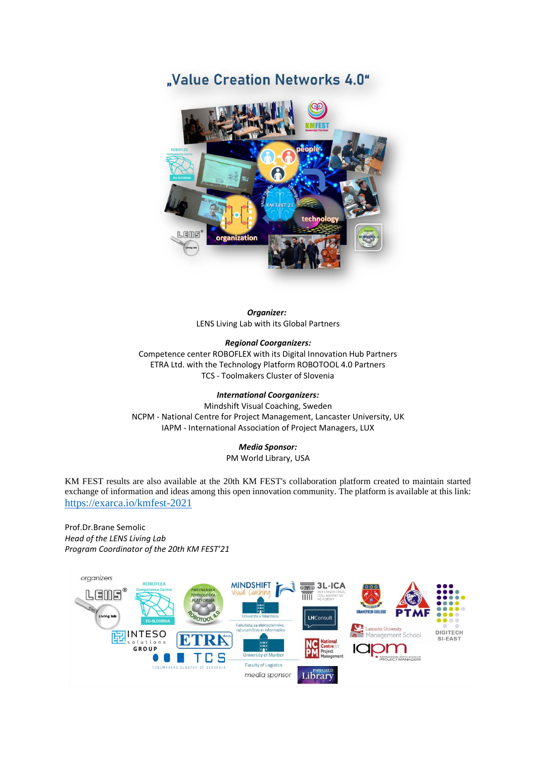# „Value Creation Networks 4.0"

***Organizer:***
LENS Living Lab with its Global Partners

***Regional Coorganizers:***
Competence center ROBOFLEX with its Digital Innovation Hub Partners
ETRA Ltd. with the Technology Platform ROBOTOOL 4.0 Partners
TCS - Toolmakers Cluster of Slovenia

***International Coorganizers:***
Mindshift Visual Coaching, Sweden
NCPM - National Centre for Project Management, Lancaster University, UK
IAPM - International Association of Project Managers, LUX

***Media Sponsor:***
PM World Library, USA

KM FEST results are also available at the 20th KM FEST's collaboration platform created to maintain started exchange of information and ideas among this open innovation community. The platform is available at this link: https://exarca.io/kmfest-2021

Prof.Dr.Brane Semolic
*Head of the LENS Living Lab*
*Program Coordinator of the 20th KM FEST'21*